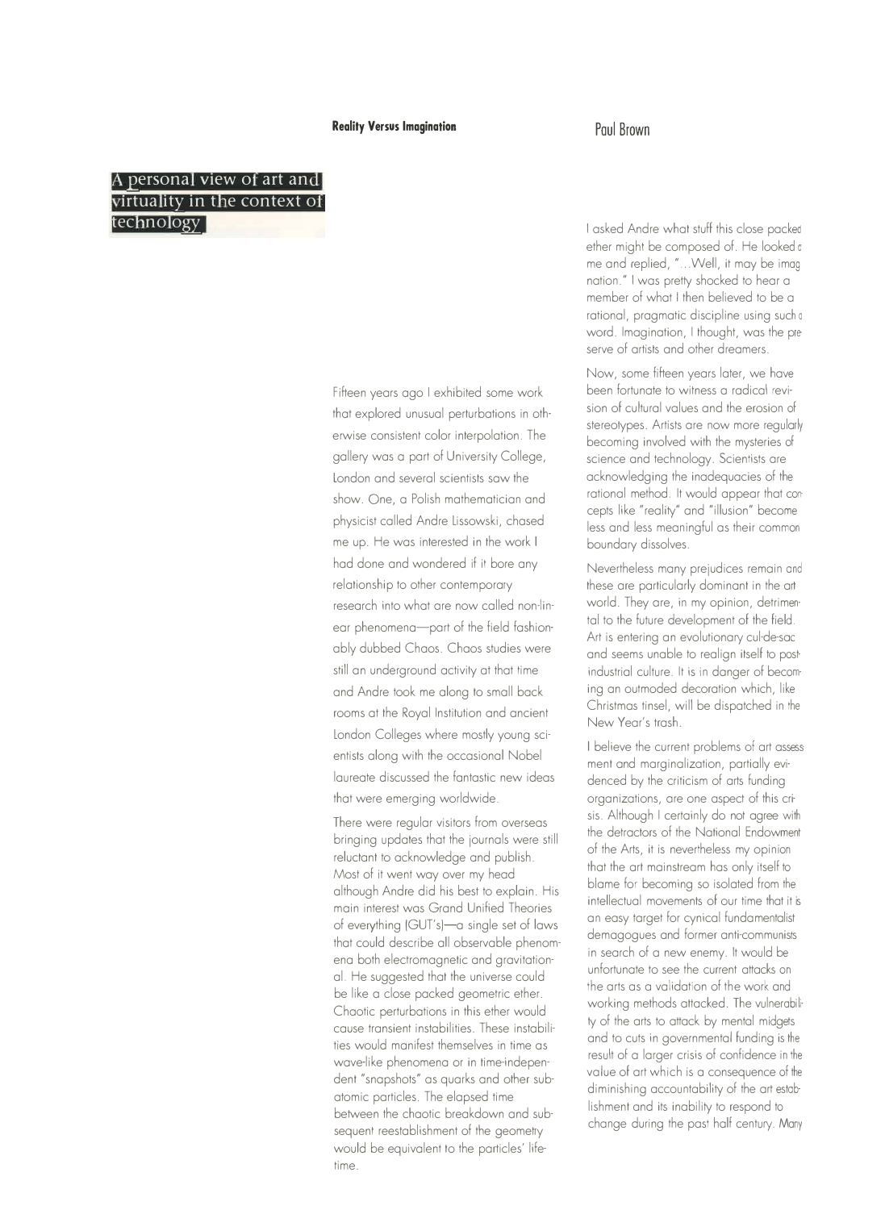**Reality Versus Imagination**

Paul Brown

# A personal view of art and virtuality in the context of technology

Fifteen years ago I exhibited some work that explored unusual perturbations in otherwise consistent color interpolation. The gallery was a part of University College, London and several scientists saw the show. One, a Polish mathematician and physicist called Andre Lissowski, chased me up. He was interested in the work I had done and wondered if it bore any relationship to other contemporary research into what are now called non-linear phenomena—part of the field fashionably dubbed Chaos. Chaos studies were still an underground activity at that time and Andre took me along to small back rooms at the Royal Institution and ancient London Colleges where mostly young scientists along with the occasional Nobel laureate discussed the fantastic new ideas that were emerging worldwide.

There were regular visitors from overseas bringing updates that the journals were still reluctant to acknowledge and publish. Most of it went way over my head although Andre did his best to explain. His main interest was Grand Unified Theories of everything (GUT's)—a single set of laws that could describe all observable phenomena both electromagnetic and gravitational. He suggested that the universe could be like a close packed geometric ether. Chaotic perturbations in this ether would cause transient instabilities. These instabilities would manifest themselves in time as wave-like phenomena or in time-independent "snapshots" as quarks and other subatomic particles. The elapsed time between the chaotic breakdown and subsequent reestablishment of the geometry would be equivalent to the particles' lifetime.

I asked Andre what stuff this close packed ether might be composed of. He looked at me and replied, "...Well, it may be imagination." I was pretty shocked to hear a member of what I then believed to be a rational, pragmatic discipline using such a word. Imagination, I thought, was the preserve of artists and other dreamers.

Now, some fifteen years later, we have been fortunate to witness a radical revision of cultural values and the erosion of stereotypes. Artists are now more regularly becoming involved with the mysteries of science and technology. Scientists are acknowledging the inadequacies of the rational method. It would appear that concepts like "reality" and "illusion" become less and less meaningful as their common boundary dissolves.

Nevertheless many prejudices remain and these are particularly dominant in the art world. They are, in my opinion, detrimental to the future development of the field. Art is entering an evolutionary cul-de-sac and seems unable to realign itself to post-industrial culture. It is in danger of becoming an outmoded decoration which, like Christmas tinsel, will be dispatched in the New Year's trash.

I believe the current problems of art assessment and marginalization, partially evidenced by the criticism of arts funding organizations, are one aspect of this crisis. Although I certainly do not agree with the detractors of the National Endowment of the Arts, it is nevertheless my opinion that the art mainstream has only itself to blame for becoming so isolated from the intellectual movements of our time that it is an easy target for cynical fundamentalist demagogues and former anti-communists in search of a new enemy. It would be unfortunate to see the current attacks on the arts as a validation of the work and working methods attacked. The vulnerability of the arts to attack by mental midgets and to cuts in governmental funding is the result of a larger crisis of confidence in the value of art which is a consequence of the diminishing accountability of the art establishment and its inability to respond to change during the past half century. Many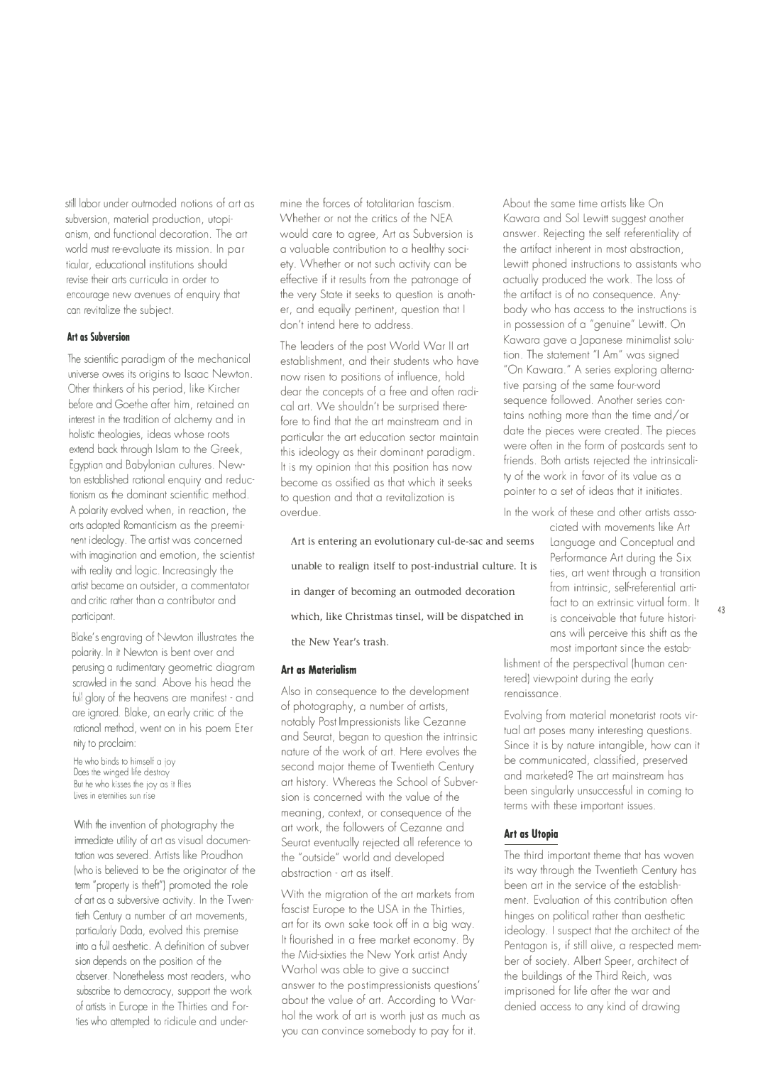still labor under outmoded notions of art as subversion, material production, utopianism, and functional decoration. The art world must re-evaluate its mission. In particular, educational institutions should revise their arts curricula in order to encourage new avenues of enquiry that can revitalize the subject.

### Art as Subversion

The scientific paradigm of the mechanical universe owes its origins to Isaac Newton. Other thinkers of his period, like Kircher before and Goethe after him, retained an interest in the tradition of alchemy and in holistic theologies, ideas whose roots extend back through Islam to the Greek, Egyptian and Babylonian cultures. Newton established rational enquiry and reductionism as the dominant scientific method. A polarity evolved when, in reaction, the arts adopted Romanticism as the preeminent ideology. The artist was concerned with imagination and emotion, the scientist with reality and logic. Increasingly the artist became an outsider, a commentator and critic rather than a contributor and participant.

Blake's engraving of Newton illustrates the polarity. In it Newton is bent over and perusing a rudimentary geometric diagram scrawled in the sand. Above his head the full glory of the heavens are manifest - and are ignored. Blake, an early critic of the rational method, went on in his poem Eternity to proclaim:

He who binds to himself a joy
Does the winged life destroy
But he who kisses the joy as it flies
Lives in eternities sun rise

With the invention of photography the immediate utility of art as visual documentation was severed. Artists like Proudhon (who is believed to be the originator of the term "property is theft") promoted the role of art as a subversive activity. In the Twentieth Century a number of art movements, particularly Dada, evolved this premise into a full aesthetic. A definition of subversion depends on the position of the observer. Nonetheless most readers, who subscribe to democracy, support the work of artists in Europe in the Thirties and Forties who attempted to ridicule and undermine the forces of totalitarian fascism. Whether or not the critics of the NEA would care to agree, Art as Subversion is a valuable contribution to a healthy society. Whether or not such activity can be effective if it results from the patronage of the very State it seeks to question is another, and equally pertinent, question that I don't intend here to address.

The leaders of the post World War II art establishment, and their students who have now risen to positions of influence, hold dear the concepts of a free and often radical art. We shouldn't be surprised therefore to find that the art mainstream and in particular the art education sector maintain this ideology as their dominant paradigm. It is my opinion that this position has now become as ossified as that which it seeks to question and that a revitalization is overdue.

> Art is entering an evolutionary cul-de-sac and seems unable to realign itself to post-industrial culture. It is in danger of becoming an outmoded decoration which, like Christmas tinsel, will be dispatched in the New Year's trash.

### Art as Materialism

Also in consequence to the development of photography, a number of artists, notably Post Impressionists like Cezanne and Seurat, began to question the intrinsic nature of the work of art. Here evolves the second major theme of Twentieth Century art history. Whereas the School of Subversion is concerned with the value of the meaning, context, or consequence of the art work, the followers of Cezanne and Seurat eventually rejected all reference to the "outside" world and developed abstraction - art as itself.

With the migration of the art markets from fascist Europe to the USA in the Thirties, art for its own sake took off in a big way. It flourished in a free market economy. By the Mid-sixties the New York artist Andy Warhol was able to give a succinct answer to the postimpressionists questions' about the value of art. According to Warhol the work of art is worth just as much as you can convince somebody to pay for it.

About the same time artists like On Kawara and Sol Lewitt suggest another answer. Rejecting the self referentiality of the artifact inherent in most abstraction, Lewitt phoned instructions to assistants who actually produced the work. The loss of the artifact is of no consequence. Anybody who has access to the instructions is in possession of a "genuine" Lewitt. On Kawara gave a Japanese minimalist solution. The statement "I Am" was signed "On Kawara." A series exploring alternative parsing of the same four-word sequence followed. Another series contains nothing more than the time and/or date the pieces were created. The pieces were often in the form of postcards sent to friends. Both artists rejected the intrinsicality of the work in favor of its value as a pointer to a set of ideas that it initiates.

In the work of these and other artists associated with movements like Art Language and Conceptual and Performance Art during the Sixties, art went through a transition from intrinsic, self-referential artifact to an extrinsic virtual form. It is conceivable that future historians will perceive this shift as the most important since the establishment of the perspectival (human centered) viewpoint during the early renaissance.

Evolving from material monetarist roots virtual art poses many interesting questions. Since it is by nature intangible, how can it be communicated, classified, preserved and marketed? The art mainstream has been singularly unsuccessful in coming to terms with these important issues.

### Art as Utopia

The third important theme that has woven its way through the Twentieth Century has been art in the service of the establishment. Evaluation of this contribution often hinges on political rather than aesthetic ideology. I suspect that the architect of the Pentagon is, if still alive, a respected member of society. Albert Speer, architect of the buildings of the Third Reich, was imprisoned for life after the war and denied access to any kind of drawing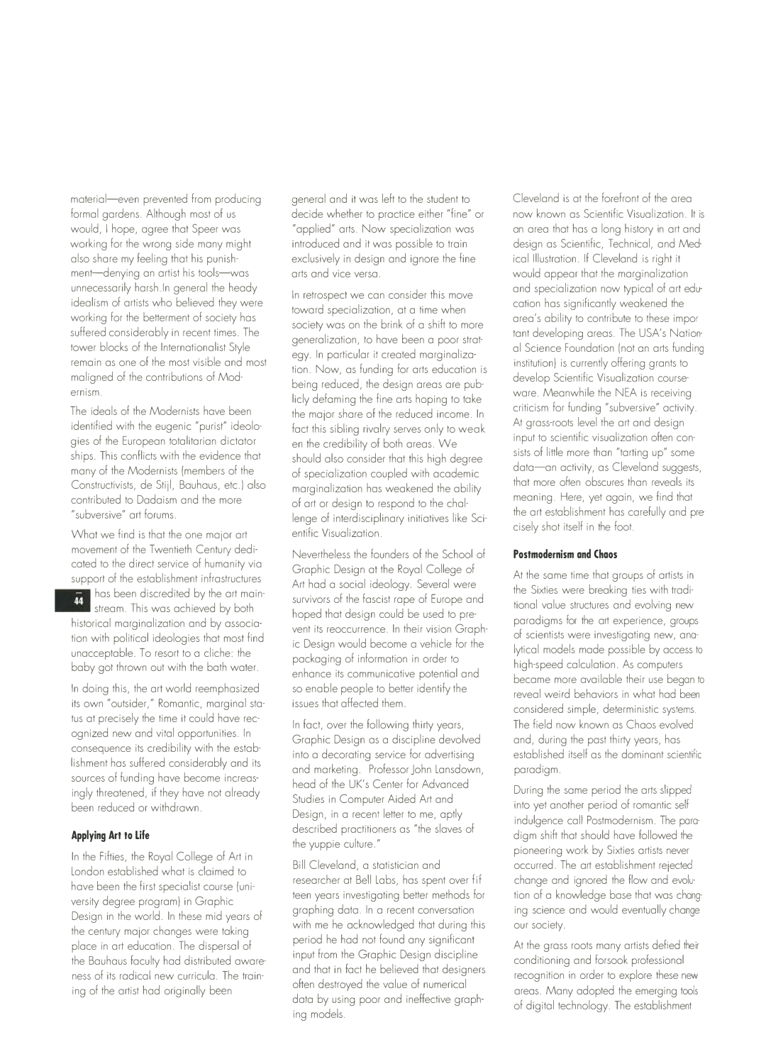material—even prevented from producing formal gardens. Although most of us would, I hope, agree that Speer was working for the wrong side many might also share my feeling that his punishment—denying an artist his tools—was unnecessarily harsh.In general the heady idealism of artists who believed they were working for the betterment of society has suffered considerably in recent times. The tower blocks of the Internationalist Style remain as one of the most visible and most maligned of the contributions of Modernism.

The ideals of the Modernists have been identified with the eugenic "purist" ideologies of the European totalitarian dictator ships. This conflicts with the evidence that many of the Modernists (members of the Constructivists, de Stijl, Bauhaus, etc.) also contributed to Dadaism and the more "subversive" art forums.

What we find is that the one major art movement of the Twentieth Century dedicated to the direct service of humanity via support of the establishment infrastructures has been discredited by the art mainstream. This was achieved by both historical marginalization and by association with political ideologies that most find unacceptable. To resort to a cliche: the baby got thrown out with the bath water.

In doing this, the art world reemphasized its own "outsider," Romantic, marginal status at precisely the time it could have recognized new and vital opportunities. In consequence its credibility with the establishment has suffered considerably and its sources of funding have become increasingly threatened, if they have not already been reduced or withdrawn.

### Applying Art to Life

In the Fifties, the Royal College of Art in London established what is claimed to have been the first specialist course (university degree program) in Graphic Design in the world. In these mid years of the century major changes were taking place in art education. The dispersal of the Bauhaus faculty had distributed awareness of its radical new curricula. The training of the artist had originally been general and it was left to the student to decide whether to practice either "fine" or "applied" arts. Now specialization was introduced and it was possible to train exclusively in design and ignore the fine arts and vice versa.

In retrospect we can consider this move toward specialization, at a time when society was on the brink of a shift to more generalization, to have been a poor strategy. In particular it created marginalization. Now, as funding for arts education is being reduced, the design areas are publicly defaming the fine arts hoping to take the major share of the reduced income. In fact this sibling rivalry serves only to weaken the credibility of both areas. We should also consider that this high degree of specialization coupled with academic marginalization has weakened the ability of art or design to respond to the challenge of interdisciplinary initiatives like Scientific Visualization.

Nevertheless the founders of the School of Graphic Design at the Royal College of Art had a social ideology. Several were survivors of the fascist rape of Europe and hoped that design could be used to prevent its reoccurrence. In their vision Graphic Design would become a vehicle for the packaging of information in order to enhance its communicative potential and so enable people to better identify the issues that affected them.

In fact, over the following thirty years, Graphic Design as a discipline devolved into a decorating service for advertising and marketing. Professor John Lansdown, head of the UK's Center for Advanced Studies in Computer Aided Art and Design, in a recent letter to me, aptly described practitioners as "the slaves of the yuppie culture."

Bill Cleveland, a statistician and researcher at Bell Labs, has spent over fifteen years investigating better methods for graphing data. In a recent conversation with me he acknowledged that during this period he had not found any significant input from the Graphic Design discipline and that in fact he believed that designers often destroyed the value of numerical data by using poor and ineffective graphing models.

Cleveland is at the forefront of the area now known as Scientific Visualization. It is an area that has a long history in art and design as Scientific, Technical, and Medical Illustration. If Cleveland is right it would appear that the marginalization and specialization now typical of art education has significantly weakened the area's ability to contribute to these important developing areas. The USA's National Science Foundation (not an arts funding institution) is currently offering grants to develop Scientific Visualization courseware. Meanwhile the NEA is receiving criticism for funding "subversive" activity. At grass-roots level the art and design input to scientific visualization often consists of little more than "tarting up" some data—an activity, as Cleveland suggests, that more often obscures than reveals its meaning. Here, yet again, we find that the art establishment has carefully and precisely shot itself in the foot.

### Postmodernism and Chaos

At the same time that groups of artists in the Sixties were breaking ties with traditional value structures and evolving new paradigms for the art experience, groups of scientists were investigating new, analytical models made possible by access to high-speed calculation. As computers became more available their use began to reveal weird behaviors in what had been considered simple, deterministic systems. The field now known as Chaos evolved and, during the past thirty years, has established itself as the dominant scientific paradigm.

During the same period the arts slipped into yet another period of romantic self indulgence call Postmodernism. The paradigm shift that should have followed the pioneering work by Sixties artists never occurred. The art establishment rejected change and ignored the flow and evolution of a knowledge base that was changing science and would eventually change our society.

At the grass roots many artists defied their conditioning and forsook professional recognition in order to explore these new areas. Many adopted the emerging tools of digital technology. The establishment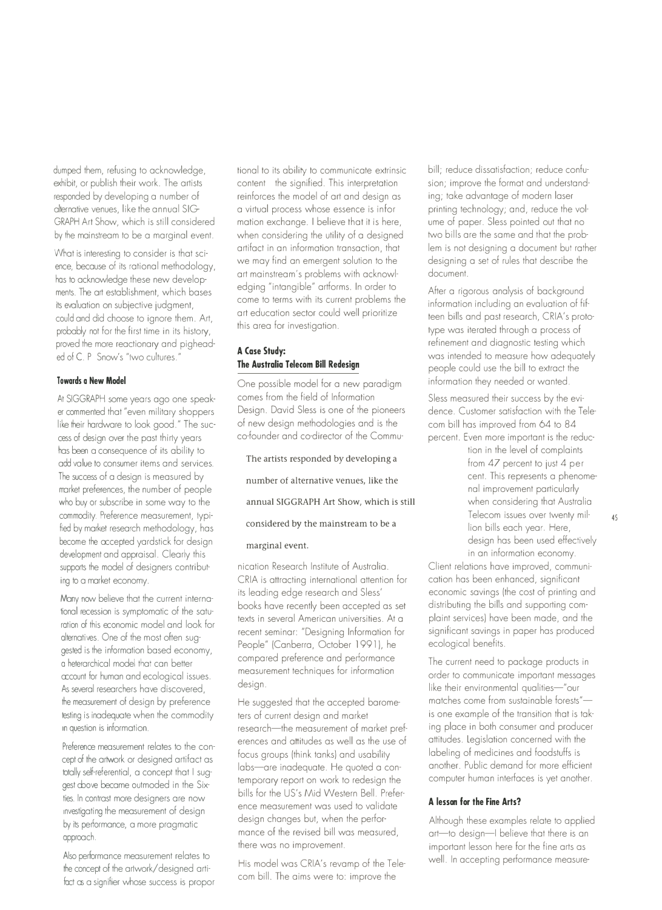dumped them, refusing to acknowledge, exhibit, or publish their work. The artists responded by developing a number of alternative venues, like the annual SIGGRAPH Art Show, which is still considered by the mainstream to be a marginal event.

What is interesting to consider is that science, because of its rational methodology, has to acknowledge these new developments. The art establishment, which bases its evaluation on subjective judgment, could and did choose to ignore them. Art, probably not for the first time in its history, proved the more reactionary and pigheaded of C. P. Snow's "two cultures."

#### Towards a New Model

At SIGGRAPH some years ago one speaker commented that "even military shoppers like their hardware to look good." The success of design over the past thirty years has been a consequence of its ability to add value to consumer items and services. The success of a design is measured by market preferences, the number of people who buy or subscribe in some way to the commodity. Preference measurement, typified by market research methodology, has become the accepted yardstick for design development and appraisal. Clearly this supports the model of designers contributing to a market economy.

Many now believe that the current international recession is symptomatic of the saturation of this economic model and look for alternatives. One of the most often suggested is the information based economy, a heterarchical model that can better account for human and ecological issues. As several researchers have discovered, the measurement of design by preference testing is inadequate when the commodity in question is information.

Preference measurement relates to the concept of the artwork or designed artifact as totally self-referential, a concept that I suggest above became outmoded in the Sixties. In contrast more designers are now investigating the measurement of design by its performance, a more pragmatic approach.

Also performance measurement relates to the concept of the artwork/designed artifact as a signifier whose success is proportional to its ability to communicate extrinsic content the signified. This interpretation reinforces the model of art and design as a virtual process whose essence is information exchange. I believe that it is here, when considering the utility of a designed artifact in an information transaction, that we may find an emergent solution to the art mainstream's problems with acknowledging "intangible" artforms. In order to come to terms with its current problems the art education sector could well prioritize this area for investigation.

#### A Case Study: The Australia Telecom Bill Redesign

One possible model for a new paradigm comes from the field of Information Design. David Sless is one of the pioneers of new design methodologies and is the co-founder and co-director of the Communication Research Institute of Australia. CRIA is attracting international attention for its leading edge research and Sless' books have recently been accepted as set texts in several American universities. At a recent seminar: "Designing Information for People" (Canberra, October 1991), he compared preference and performance measurement techniques for information design.

> The artists responded by developing a number of alternative venues, like the annual SIGGRAPH Art Show, which is still considered by the mainstream to be a marginal event.

He suggested that the accepted barometers of current design and market research—the measurement of market preferences and attitudes as well as the use of focus groups (think tanks) and usability labs—are inadequate. He quoted a contemporary report on work to redesign the bills for the US's Mid Western Bell. Preference measurement was used to validate design changes but, when the performance of the revised bill was measured, there was no improvement.

His model was CRIA's revamp of the Telecom bill. The aims were to: improve the bill; reduce dissatisfaction; reduce confusion; improve the format and understanding; take advantage of modern laser printing technology; and, reduce the volume of paper. Sless pointed out that no two bills are the same and that the problem is not designing a document but rather designing a set of rules that describe the document.

After a rigorous analysis of background information including an evaluation of fifteen bills and past research, CRIA's prototype was iterated through a process of refinement and diagnostic testing which was intended to measure how adequately people could use the bill to extract the information they needed or wanted.

Sless measured their success by the evidence. Customer satisfaction with the Telecom bill has improved from 64 to 84 percent. Even more important is the reduction in the level of complaints from 47 percent to just 4 per cent. This represents a phenomenal improvement particularly when considering that Australia Telecom issues over twenty million bills each year. Here, design has been used effectively in an information economy. Client relations have improved, communication has been enhanced, significant economic savings (the cost of printing and distributing the bills and supporting complaint services) have been made, and the significant savings in paper has produced ecological benefits.

The current need to package products in order to communicate important messages like their environmental qualities—"our matches come from sustainable forests"—is one example of the transition that is taking place in both consumer and producer attitudes. Legislation concerned with the labeling of medicines and foodstuffs is another. Public demand for more efficient computer human interfaces is yet another.

#### A lesson for the Fine Arts?

Although these examples relate to applied art—to design—I believe that there is an important lesson here for the fine arts as well. In accepting performance measure-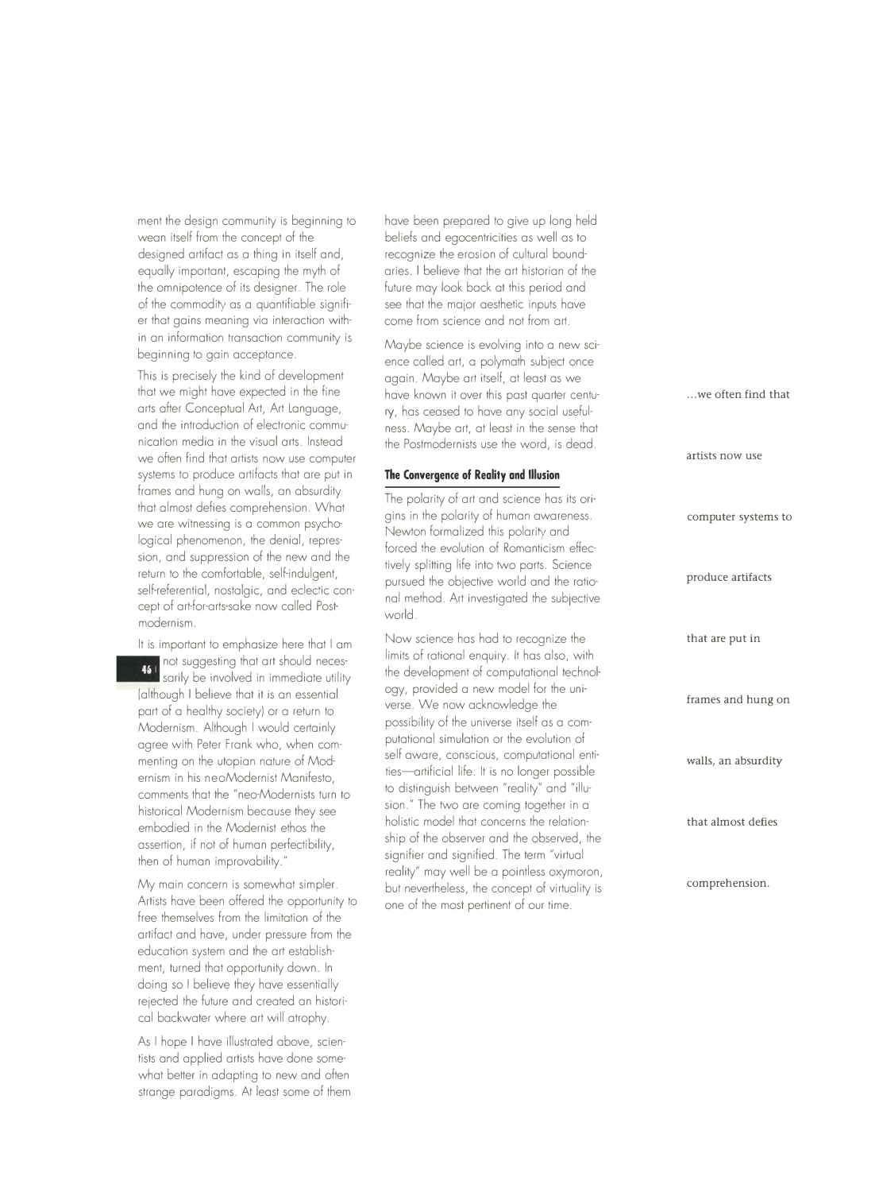ment the design community is beginning to wean itself from the concept of the designed artifact as a thing in itself and, equally important, escaping the myth of the omnipotence of its designer. The role of the commodity as a quantifiable signifier that gains meaning via interaction within an information transaction community is beginning to gain acceptance.

This is precisely the kind of development that we might have expected in the fine arts after Conceptual Art, Art Language, and the introduction of electronic communication media in the visual arts. Instead we often find that artists now use computer systems to produce artifacts that are put in frames and hung on walls, an absurdity that almost defies comprehension. What we are witnessing is a common psychological phenomenon, the denial, repression, and suppression of the new and the return to the comfortable, self-indulgent, self-referential, nostalgic, and eclectic concept of art-for-arts-sake now called Postmodernism.

It is important to emphasize here that I am not suggesting that art should necessarily be involved in immediate utility (although I believe that it is an essential part of a healthy society) or a return to Modernism. Although I would certainly agree with Peter Frank who, when commenting on the utopian nature of Modernism in his neoModernist Manifesto, comments that the "neo-Modernists turn to historical Modernism because they see embodied in the Modernist ethos the assertion, if not of human perfectibility, then of human improvability."

My main concern is somewhat simpler. Artists have been offered the opportunity to free themselves from the limitation of the artifact and have, under pressure from the education system and the art establishment, turned that opportunity down. In doing so I believe they have essentially rejected the future and created an historical backwater where art will atrophy.

As I hope I have illustrated above, scientists and applied artists have done somewhat better in adapting to new and often strange paradigms. At least some of them have been prepared to give up long held beliefs and egocentricities as well as to recognize the erosion of cultural boundaries. I believe that the art historian of the future may look back at this period and see that the major aesthetic inputs have come from science and not from art.

Maybe science is evolving into a new science called art, a polymath subject once again. Maybe art itself, at least as we have known it over this past quarter century, has ceased to have any social usefulness. Maybe art, at least in the sense that the Postmodernists use the word, is dead.

...we often find that artists now use computer systems to produce artifacts that are put in frames and hung on walls, an absurdity that almost defies comprehension.

## The Convergence of Reality and Illusion

The polarity of art and science has its origins in the polarity of human awareness. Newton formalized this polarity and forced the evolution of Romanticism effectively splitting life into two parts. Science pursued the objective world and the rational method. Art investigated the subjective world.

Now science has had to recognize the limits of rational enquiry. It has also, with the development of computational technology, provided a new model for the universe. We now acknowledge the possibility of the universe itself as a computational simulation or the evolution of self aware, conscious, computational entities—artificial life. It is no longer possible to distinguish between "reality" and "illusion." The two are coming together in a holistic model that concerns the relationship of the observer and the observed, the signifier and signified. The term "virtual reality" may well be a pointless oxymoron, but nevertheless, the concept of virtuality is one of the most pertinent of our time.